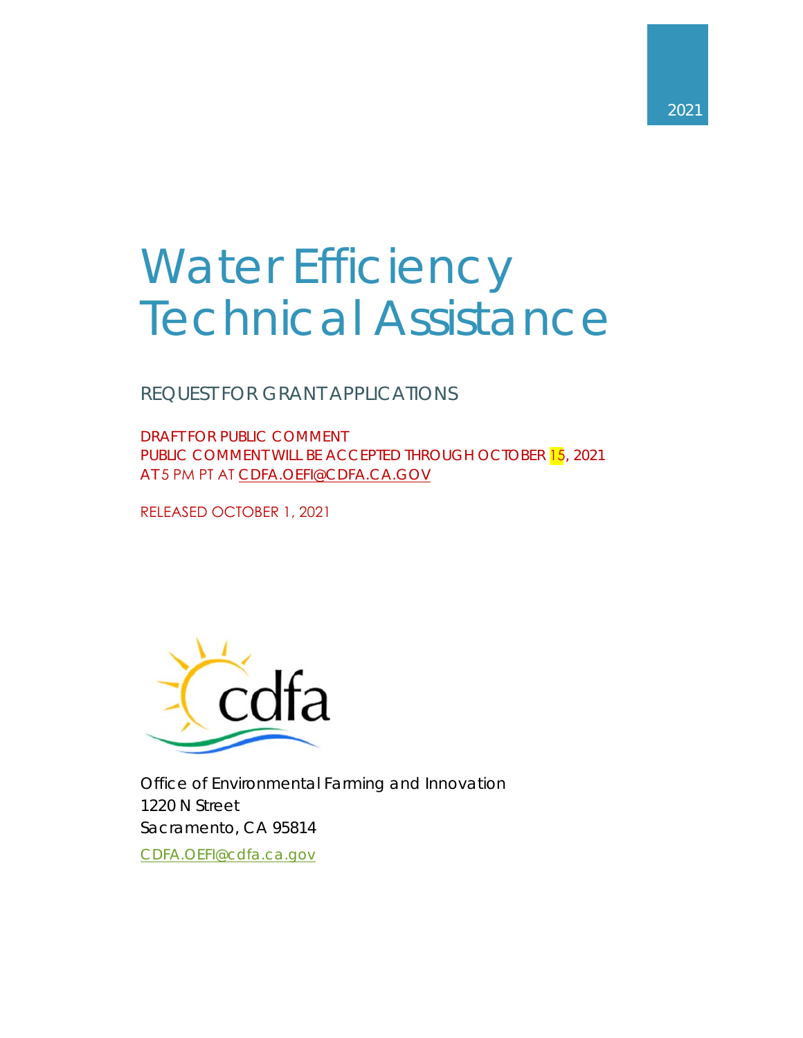2021

# Water Efficiency Technical Assistance

## REQUEST FOR GRANT APPLICATIONS

DRAFT FOR PUBLIC COMMENT
PUBLIC COMMENT WILL BE ACCEPTED THROUGH OCTOBER 15, 2021
AT 5 PM PT AT CDFA.OEFI@CDFA.CA.GOV

RELEASED OCTOBER 1, 2021

Office of Environmental Farming and Innovation
1220 N Street
Sacramento, CA 95814

CDFA.OEFI@cdfa.ca.gov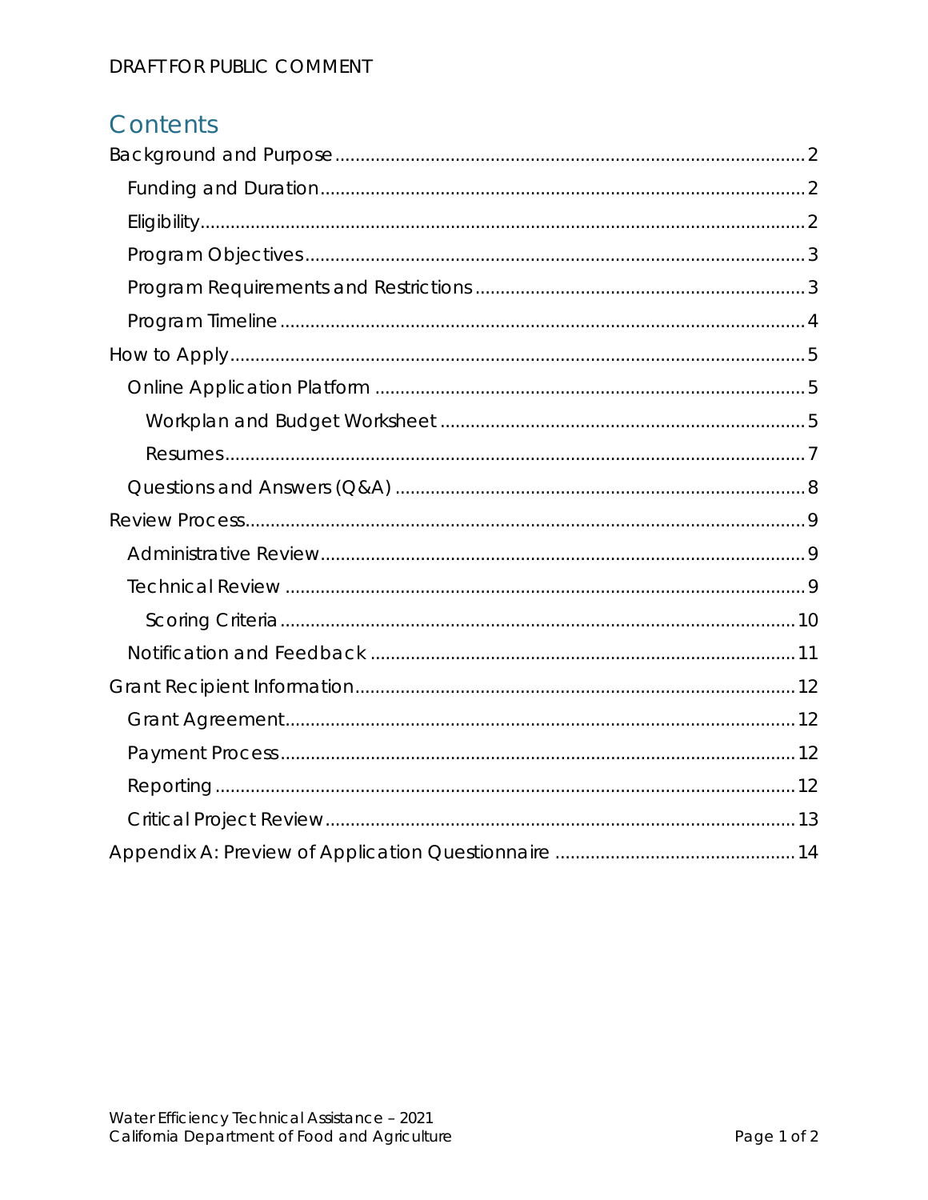# Contents

- Background and Purpose ........ 2
  - Funding and Duration ........ 2
  - Eligibility ........ 2
  - Program Objectives ........ 3
  - Program Requirements and Restrictions ........ 3
  - Program Timeline ........ 4
- How to Apply ........ 5
  - Online Application Platform ........ 5
    - Workplan and Budget Worksheet ........ 5
    - Resumes ........ 7
  - Questions and Answers (Q&A) ........ 8
- Review Process ........ 9
  - Administrative Review ........ 9
  - Technical Review ........ 9
    - Scoring Criteria ........ 10
  - Notification and Feedback ........ 11
- Grant Recipient Information ........ 12
  - Grant Agreement ........ 12
  - Payment Process ........ 12
  - Reporting ........ 12
  - Critical Project Review ........ 13
- Appendix A: Preview of Application Questionnaire ........ 14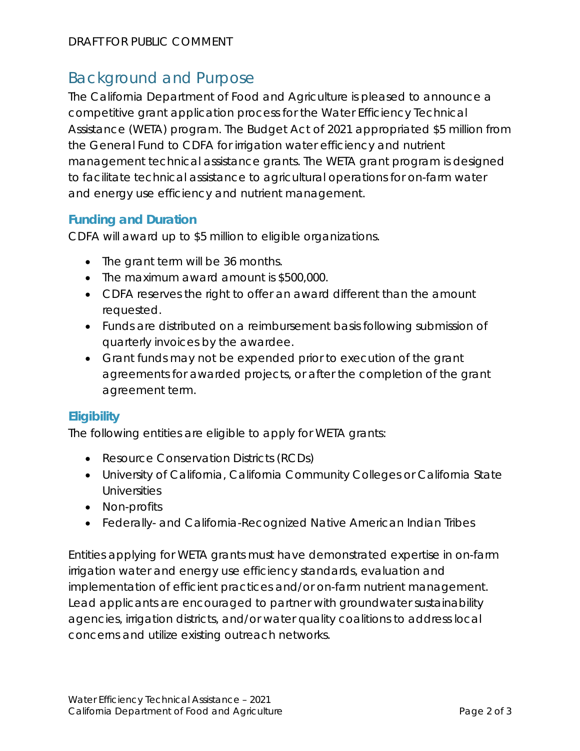DRAFT FOR PUBLIC COMMENT

# Background and Purpose

The California Department of Food and Agriculture is pleased to announce a competitive grant application process for the Water Efficiency Technical Assistance (WETA) program. The Budget Act of 2021 appropriated $5 million from the General Fund to CDFA for irrigation water efficiency and nutrient management technical assistance grants. The WETA grant program is designed to facilitate technical assistance to agricultural operations for on-farm water and energy use efficiency and nutrient management.

## Funding and Duration

CDFA will award up to $5 million to eligible organizations.

- The grant term will be 36 months.
- The maximum award amount is $500,000.
- CDFA reserves the right to offer an award different than the amount requested.
- Funds are distributed on a reimbursement basis following submission of quarterly invoices by the awardee.
- Grant funds may not be expended prior to execution of the grant agreements for awarded projects, or after the completion of the grant agreement term.

## Eligibility

The following entities are eligible to apply for WETA grants:

- Resource Conservation Districts (RCDs)
- University of California, California Community Colleges or California State Universities
- Non-profits
- Federally- and California-Recognized Native American Indian Tribes

Entities applying for WETA grants must have demonstrated expertise in on-farm irrigation water and energy use efficiency standards, evaluation and implementation of efficient practices and/or on-farm nutrient management. Lead applicants are encouraged to partner with groundwater sustainability agencies, irrigation districts, and/or water quality coalitions to address local concerns and utilize existing outreach networks.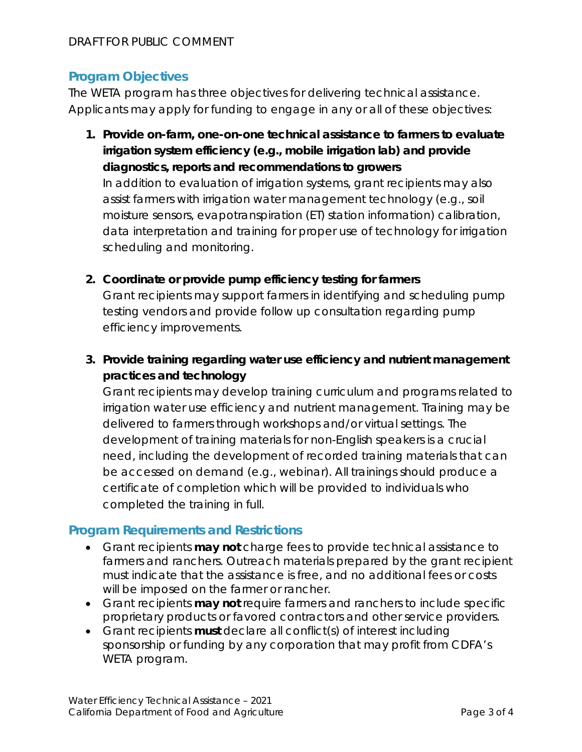DRAFT FOR PUBLIC COMMENT

## Program Objectives

The WETA program has three objectives for delivering technical assistance. Applicants may apply for funding to engage in any or all of these objectives:

1. **Provide on-farm, one-on-one technical assistance to farmers to evaluate irrigation system efficiency (e.g., mobile irrigation lab) and provide diagnostics, reports and recommendations to growers**
   In addition to evaluation of irrigation systems, grant recipients may also assist farmers with irrigation water management technology (e.g., soil moisture sensors, evapotranspiration (ET) station information) calibration, data interpretation and training for proper use of technology for irrigation scheduling and monitoring.

2. **Coordinate or provide pump efficiency testing for farmers**
   Grant recipients may support farmers in identifying and scheduling pump testing vendors and provide follow up consultation regarding pump efficiency improvements.

3. **Provide training regarding water use efficiency and nutrient management practices and technology**
   Grant recipients may develop training curriculum and programs related to irrigation water use efficiency and nutrient management. Training may be delivered to farmers through workshops and/or virtual settings. The development of training materials for non-English speakers is a crucial need, including the development of recorded training materials that can be accessed on demand (e.g., webinar). All trainings should produce a certificate of completion which will be provided to individuals who completed the training in full.

## Program Requirements and Restrictions

- Grant recipients **may not** charge fees to provide technical assistance to farmers and ranchers. Outreach materials prepared by the grant recipient must indicate that the assistance is free, and no additional fees or costs will be imposed on the farmer or rancher.
- Grant recipients **may not** require farmers and ranchers to include specific proprietary products or favored contractors and other service providers.
- Grant recipients **must** declare all conflict(s) of interest including sponsorship or funding by any corporation that may profit from CDFA's WETA program.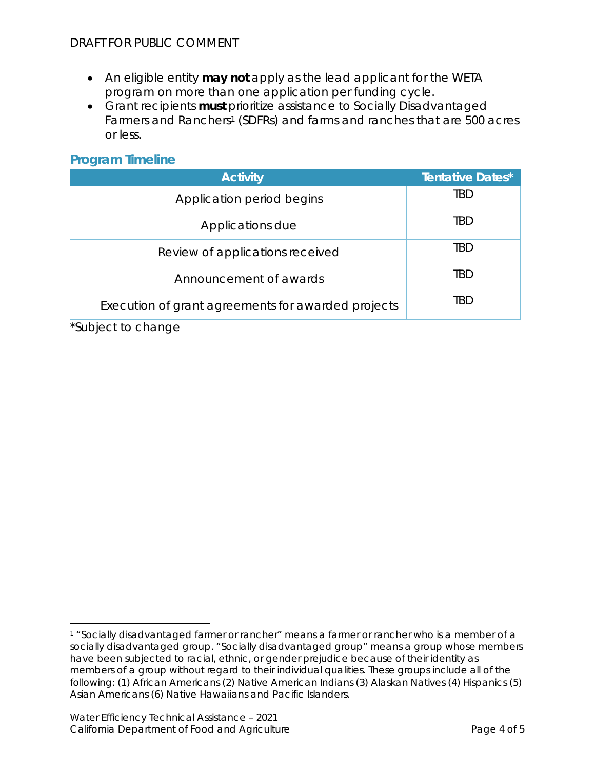- An eligible entity **may not** apply as the lead applicant for the WETA program on more than one application per funding cycle.
- Grant recipients **must** prioritize assistance to Socially Disadvantaged Farmers and Ranchers[1] (SDFRs) and farms and ranches that are 500 acres or less.

## Program Timeline

| Activity | Tentative Dates* |
| --- | --- |
| Application period begins | TBD |
| Applications due | TBD |
| Review of applications received | TBD |
| Announcement of awards | TBD |
| Execution of grant agreements for awarded projects | TBD |

*Subject to change

[1] "Socially disadvantaged farmer or rancher" means a farmer or rancher who is a member of a socially disadvantaged group. "Socially disadvantaged group" means a group whose members have been subjected to racial, ethnic, or gender prejudice because of their identity as members of a group without regard to their individual qualities. These groups include all of the following: (1) African Americans (2) Native American Indians (3) Alaskan Natives (4) Hispanics (5) Asian Americans (6) Native Hawaiians and Pacific Islanders.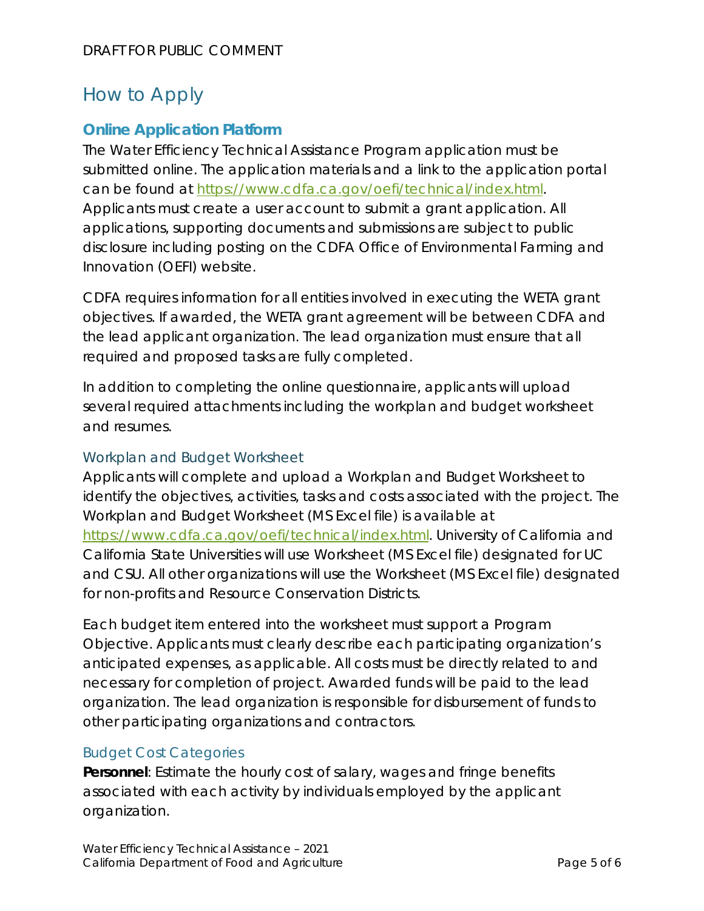DRAFT FOR PUBLIC COMMENT

# How to Apply

## Online Application Platform

The Water Efficiency Technical Assistance Program application must be submitted online. The application materials and a link to the application portal can be found at https://www.cdfa.ca.gov/oefi/technical/index.html. Applicants must create a user account to submit a grant application. All applications, supporting documents and submissions are subject to public disclosure including posting on the CDFA Office of Environmental Farming and Innovation (OEFI) website.

CDFA requires information for all entities involved in executing the WETA grant objectives. If awarded, the WETA grant agreement will be between CDFA and the lead applicant organization. The lead organization must ensure that all required and proposed tasks are fully completed.

In addition to completing the online questionnaire, applicants will upload several required attachments including the workplan and budget worksheet and resumes.

### Workplan and Budget Worksheet

Applicants will complete and upload a Workplan and Budget Worksheet to identify the objectives, activities, tasks and costs associated with the project. The Workplan and Budget Worksheet (MS Excel file) is available at https://www.cdfa.ca.gov/oefi/technical/index.html. University of California and California State Universities will use Worksheet (MS Excel file) designated for UC and CSU. All other organizations will use the Worksheet (MS Excel file) designated for non-profits and Resource Conservation Districts.

Each budget item entered into the worksheet must support a Program Objective. Applicants must clearly describe each participating organization's anticipated expenses, as applicable. All costs must be directly related to and necessary for completion of project. Awarded funds will be paid to the lead organization. The lead organization is responsible for disbursement of funds to other participating organizations and contractors.

### Budget Cost Categories

**Personnel**: Estimate the hourly cost of salary, wages and fringe benefits associated with each activity by individuals employed by the applicant organization.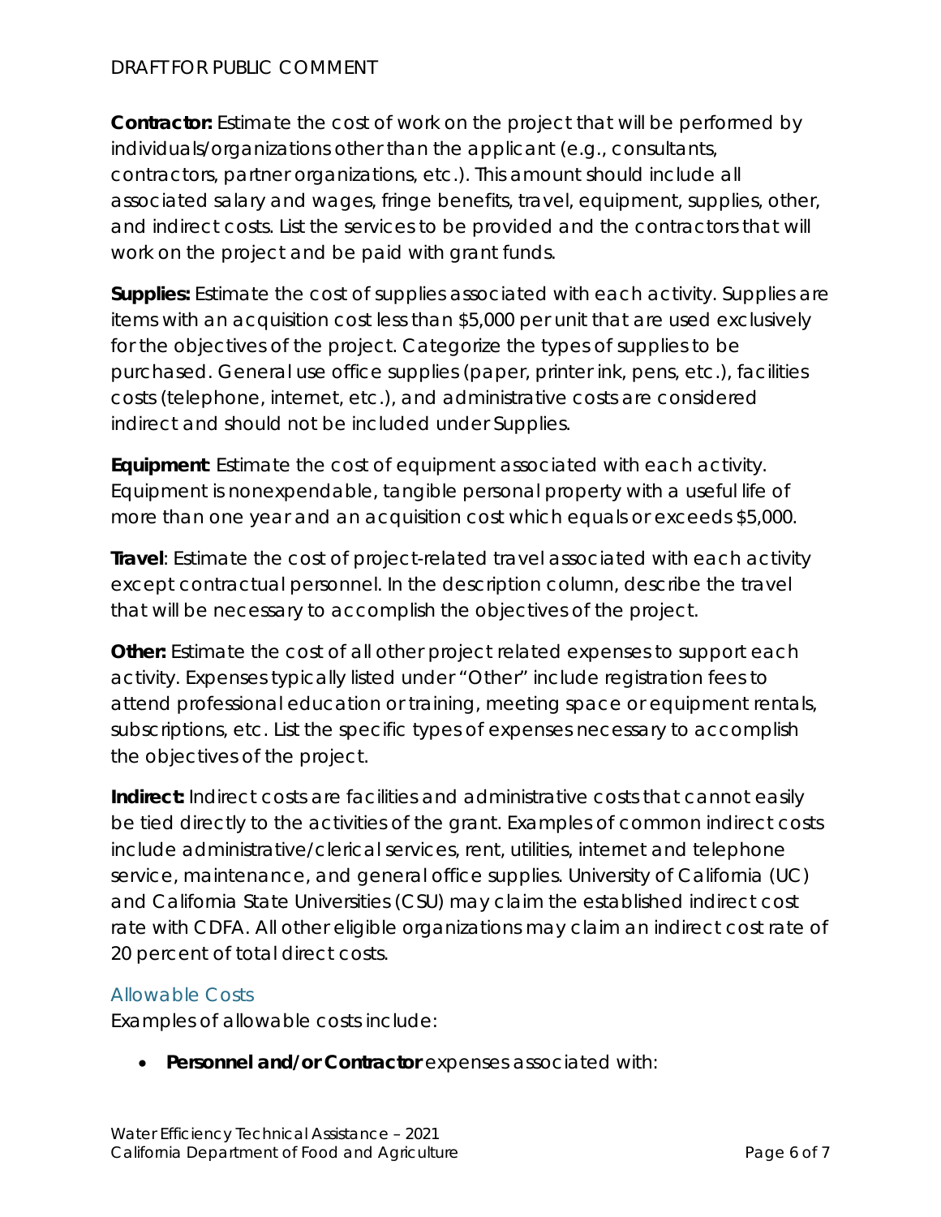**Contractor:** Estimate the cost of work on the project that will be performed by individuals/organizations other than the applicant (e.g., consultants, contractors, partner organizations, etc.). This amount should include all associated salary and wages, fringe benefits, travel, equipment, supplies, other, and indirect costs. List the services to be provided and the contractors that will work on the project and be paid with grant funds.

**Supplies:** Estimate the cost of supplies associated with each activity. Supplies are items with an acquisition cost less than $5,000 per unit that are used exclusively for the objectives of the project. Categorize the types of supplies to be purchased. General use office supplies (paper, printer ink, pens, etc.), facilities costs (telephone, internet, etc.), and administrative costs are considered indirect and should not be included under Supplies.

**Equipment**: Estimate the cost of equipment associated with each activity. Equipment is nonexpendable, tangible personal property with a useful life of more than one year and an acquisition cost which equals or exceeds $5,000.

**Travel**: Estimate the cost of project-related travel associated with each activity except contractual personnel. In the description column, describe the travel that will be necessary to accomplish the objectives of the project.

**Other:** Estimate the cost of all other project related expenses to support each activity. Expenses typically listed under "Other" include registration fees to attend professional education or training, meeting space or equipment rentals, subscriptions, etc. List the specific types of expenses necessary to accomplish the objectives of the project.

**Indirect:** Indirect costs are facilities and administrative costs that cannot easily be tied directly to the activities of the grant. Examples of common indirect costs include administrative/clerical services, rent, utilities, internet and telephone service, maintenance, and general office supplies. University of California (UC) and California State Universities (CSU) may claim the established indirect cost rate with CDFA. All other eligible organizations may claim an indirect cost rate of 20 percent of total direct costs.

### Allowable Costs

Examples of allowable costs include:

- **Personnel and/or Contractor** expenses associated with: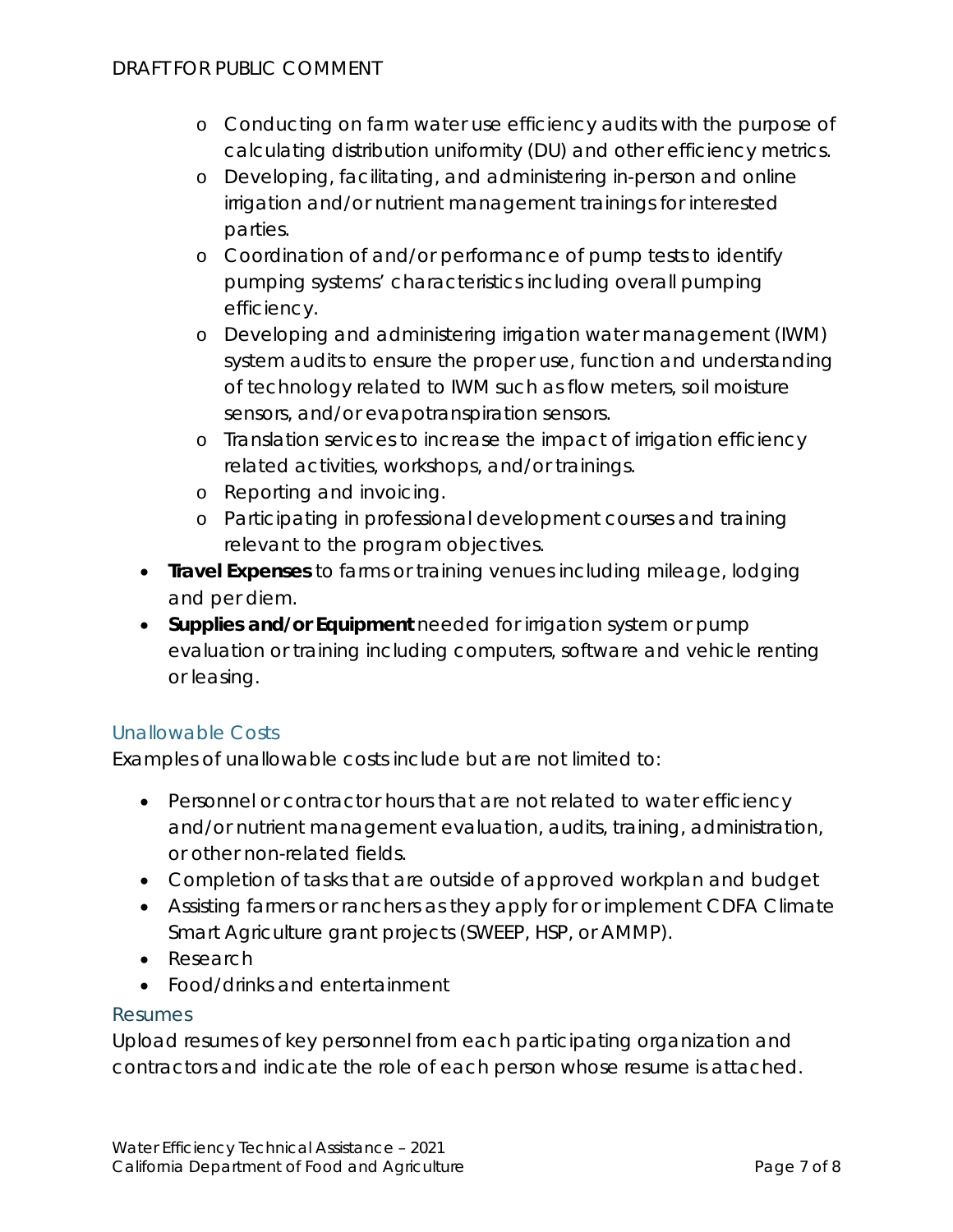- Conducting on farm water use efficiency audits with the purpose of calculating distribution uniformity (DU) and other efficiency metrics.
  - Developing, facilitating, and administering in-person and online irrigation and/or nutrient management trainings for interested parties.
  - Coordination of and/or performance of pump tests to identify pumping systems' characteristics including overall pumping efficiency.
  - Developing and administering irrigation water management (IWM) system audits to ensure the proper use, function and understanding of technology related to IWM such as flow meters, soil moisture sensors, and/or evapotranspiration sensors.
  - Translation services to increase the impact of irrigation efficiency related activities, workshops, and/or trainings.
  - Reporting and invoicing.
  - Participating in professional development courses and training relevant to the program objectives.
- **Travel Expenses** to farms or training venues including mileage, lodging and per diem.
- **Supplies and/or Equipment** needed for irrigation system or pump evaluation or training including computers, software and vehicle renting or leasing.

### Unallowable Costs

Examples of unallowable costs include but are not limited to:

- Personnel or contractor hours that are not related to water efficiency and/or nutrient management evaluation, audits, training, administration, or other non-related fields.
- Completion of tasks that are outside of approved workplan and budget
- Assisting farmers or ranchers as they apply for or implement CDFA Climate Smart Agriculture grant projects (SWEEP, HSP, or AMMP).
- Research
- Food/drinks and entertainment

### Resumes

Upload resumes of key personnel from each participating organization and contractors and indicate the role of each person whose resume is attached.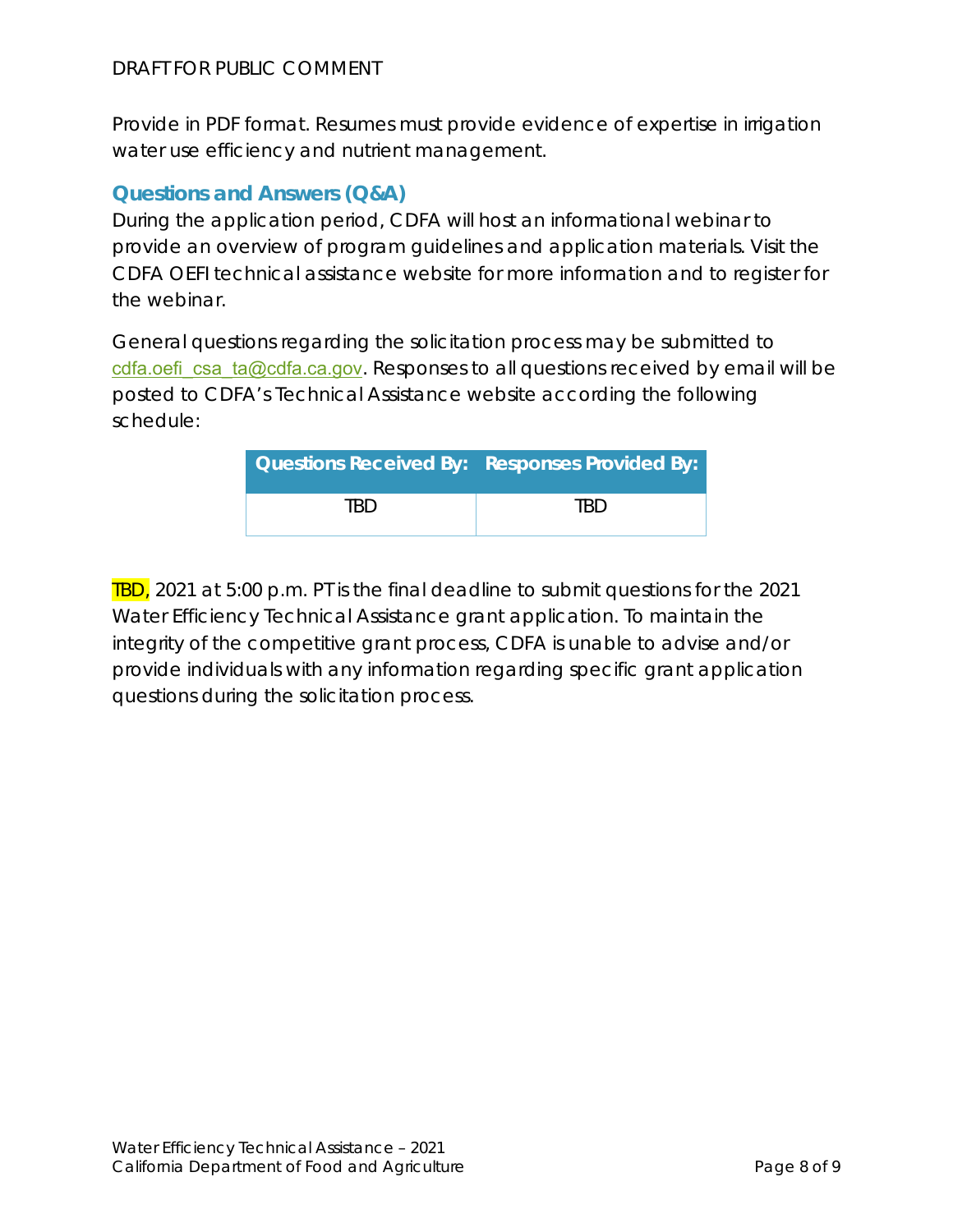Provide in PDF format. Resumes must provide evidence of expertise in irrigation water use efficiency and nutrient management.

## Questions and Answers (Q&A)

During the application period, CDFA will host an informational webinar to provide an overview of program guidelines and application materials. Visit the CDFA OEFI technical assistance website for more information and to register for the webinar.

General questions regarding the solicitation process may be submitted to cdfa.oefi_csa_ta@cdfa.ca.gov. Responses to all questions received by email will be posted to CDFA's Technical Assistance website according the following schedule:

| Questions Received By: | Responses Provided By: |
| --- | --- |
| TBD | TBD |

TBD, 2021 at 5:00 p.m. PT is the final deadline to submit questions for the 2021 Water Efficiency Technical Assistance grant application. To maintain the integrity of the competitive grant process, CDFA is unable to advise and/or provide individuals with any information regarding specific grant application questions during the solicitation process.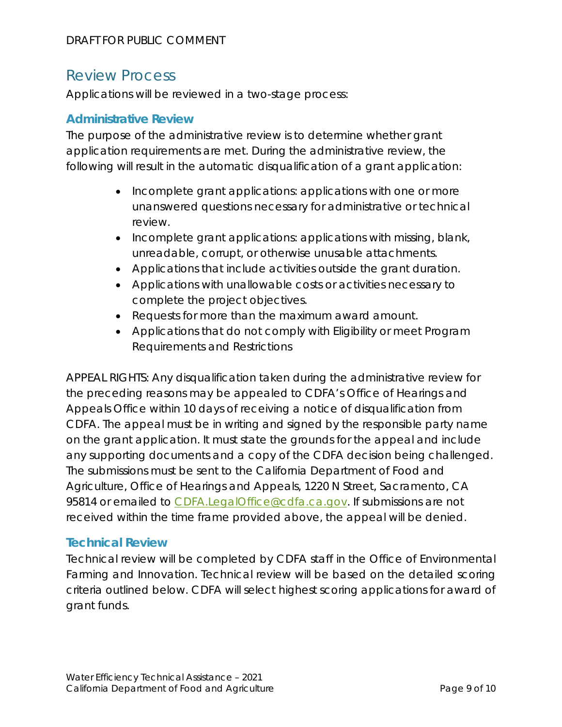## Review Process

Applications will be reviewed in a two-stage process:

### Administrative Review

The purpose of the administrative review is to determine whether grant application requirements are met. During the administrative review, the following will result in the automatic disqualification of a grant application:

- Incomplete grant applications: applications with one or more unanswered questions necessary for administrative or technical review.
- Incomplete grant applications: applications with missing, blank, unreadable, corrupt, or otherwise unusable attachments.
- Applications that include activities outside the grant duration.
- Applications with unallowable costs or activities necessary to complete the project objectives.
- Requests for more than the maximum award amount.
- Applications that do not comply with Eligibility or meet Program Requirements and Restrictions

APPEAL RIGHTS: Any disqualification taken during the administrative review for the preceding reasons may be appealed to CDFA's Office of Hearings and Appeals Office within 10 days of receiving a notice of disqualification from CDFA. The appeal must be in writing and signed by the responsible party name on the grant application. It must state the grounds for the appeal and include any supporting documents and a copy of the CDFA decision being challenged. The submissions must be sent to the California Department of Food and Agriculture, Office of Hearings and Appeals, 1220 N Street, Sacramento, CA 95814 or emailed to CDFA.LegalOffice@cdfa.ca.gov. If submissions are not received within the time frame provided above, the appeal will be denied.

### Technical Review

Technical review will be completed by CDFA staff in the Office of Environmental Farming and Innovation. Technical review will be based on the detailed scoring criteria outlined below. CDFA will select highest scoring applications for award of grant funds.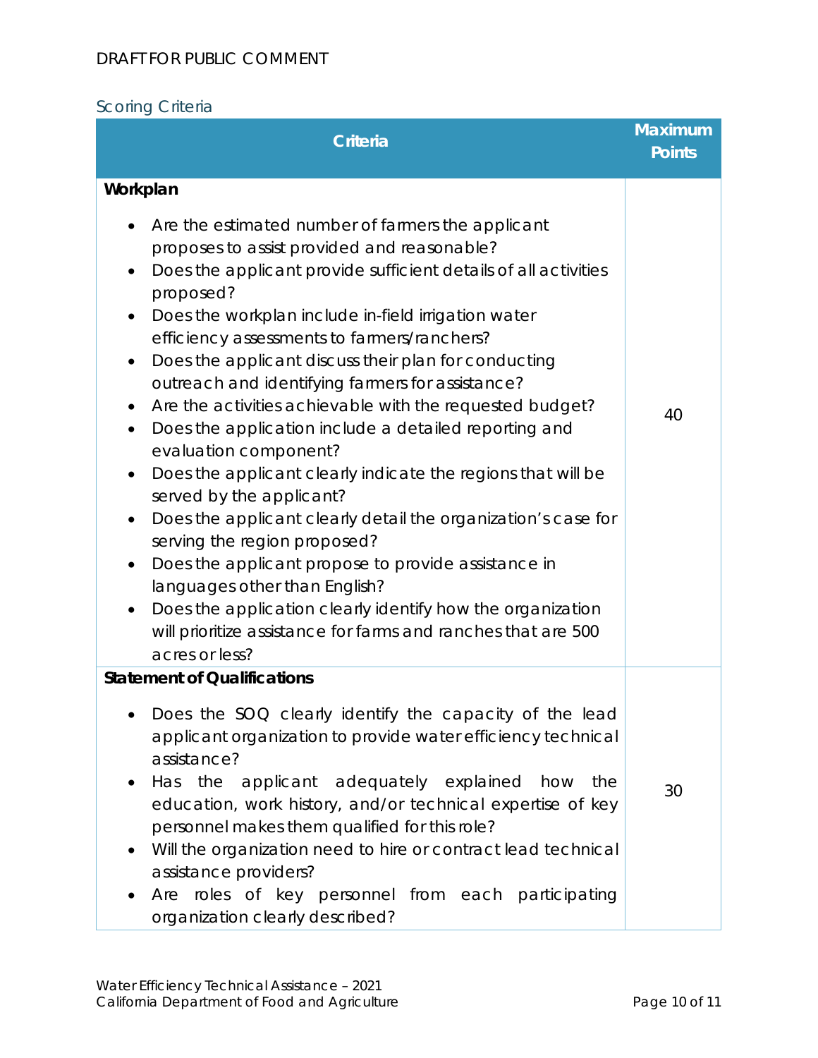DRAFT FOR PUBLIC COMMENT

## Scoring Criteria

| Criteria | Maximum Points |
|---|---|
| **Workplan**<br><br>• Are the estimated number of farmers the applicant proposes to assist provided and reasonable?<br>• Does the applicant provide sufficient details of all activities proposed?<br>• Does the workplan include in-field irrigation water efficiency assessments to farmers/ranchers?<br>• Does the applicant discuss their plan for conducting outreach and identifying farmers for assistance?<br>• Are the activities achievable with the requested budget?<br>• Does the application include a detailed reporting and evaluation component?<br>• Does the applicant clearly indicate the regions that will be served by the applicant?<br>• Does the applicant clearly detail the organization's case for serving the region proposed?<br>• Does the applicant propose to provide assistance in languages other than English?<br>• Does the application clearly identify how the organization will prioritize assistance for farms and ranches that are 500 acres or less? | 40 |
| **Statement of Qualifications**<br><br>• Does the SOQ clearly identify the capacity of the lead applicant organization to provide water efficiency technical assistance?<br>• Has the applicant adequately explained how the education, work history, and/or technical expertise of key personnel makes them qualified for this role?<br>• Will the organization need to hire or contract lead technical assistance providers?<br>• Are roles of key personnel from each participating organization clearly described? | 30 |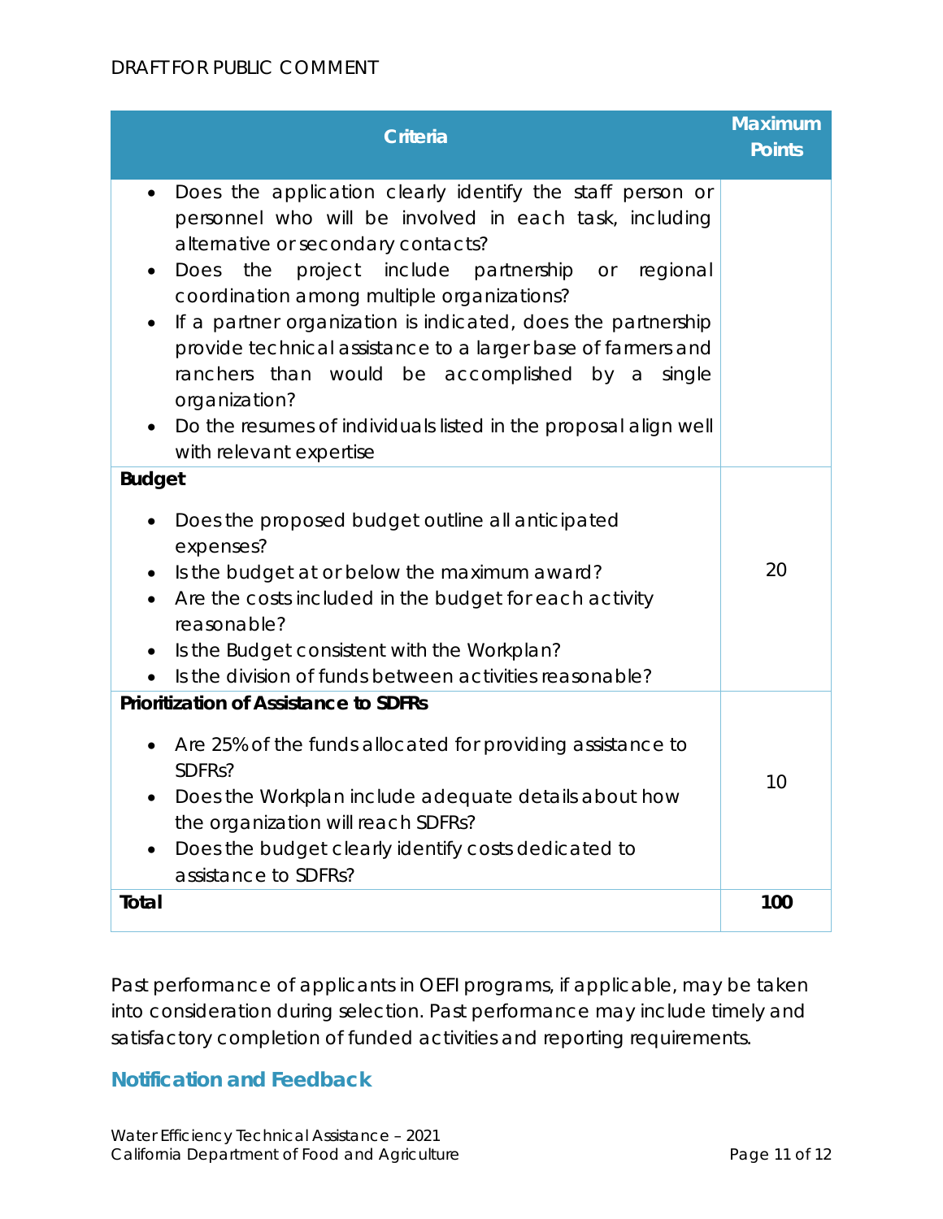| Criteria | Maximum Points |
| --- | --- |
| • Does the application clearly identify the staff person or personnel who will be involved in each task, including alternative or secondary contacts?<br>• Does the project include partnership or regional coordination among multiple organizations?<br>• If a partner organization is indicated, does the partnership provide technical assistance to a larger base of farmers and ranchers than would be accomplished by a single organization?<br>• Do the resumes of individuals listed in the proposal align well with relevant expertise | |
| **Budget**<br>• Does the proposed budget outline all anticipated expenses?<br>• Is the budget at or below the maximum award?<br>• Are the costs included in the budget for each activity reasonable?<br>• Is the Budget consistent with the Workplan?<br>• Is the division of funds between activities reasonable? | 20 |
| **Prioritization of Assistance to SDFRs**<br>• Are 25% of the funds allocated for providing assistance to SDFRs?<br>• Does the Workplan include adequate details about how the organization will reach SDFRs?<br>• Does the budget clearly identify costs dedicated to assistance to SDFRs? | 10 |
| **Total** | **100** |

Past performance of applicants in OEFI programs, if applicable, may be taken into consideration during selection. Past performance may include timely and satisfactory completion of funded activities and reporting requirements.

## Notification and Feedback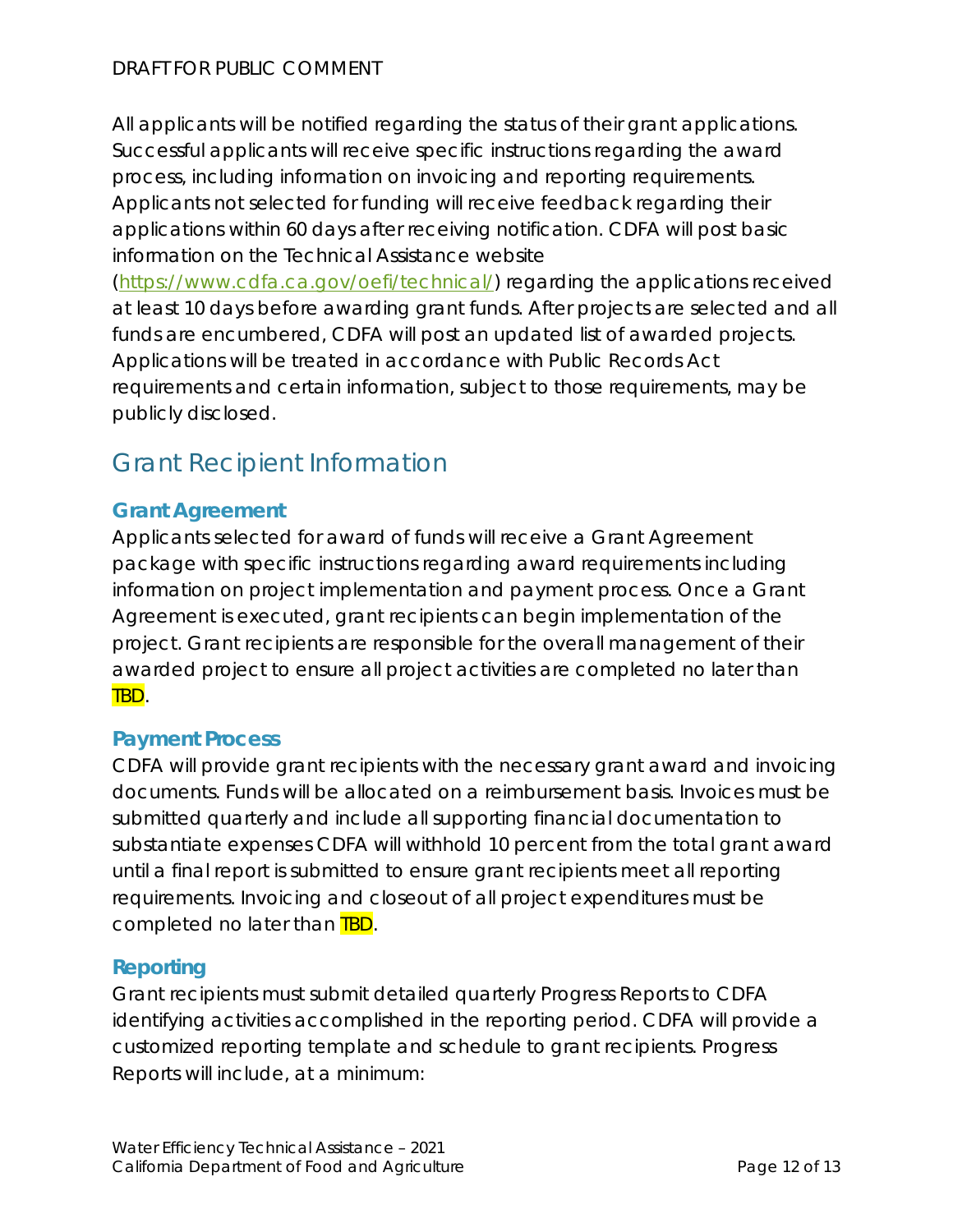All applicants will be notified regarding the status of their grant applications. Successful applicants will receive specific instructions regarding the award process, including information on invoicing and reporting requirements. Applicants not selected for funding will receive feedback regarding their applications within 60 days after receiving notification. CDFA will post basic information on the Technical Assistance website (https://www.cdfa.ca.gov/oefi/technical/) regarding the applications received at least 10 days before awarding grant funds. After projects are selected and all funds are encumbered, CDFA will post an updated list of awarded projects. Applications will be treated in accordance with Public Records Act requirements and certain information, subject to those requirements, may be publicly disclosed.

# Grant Recipient Information

## Grant Agreement

Applicants selected for award of funds will receive a Grant Agreement package with specific instructions regarding award requirements including information on project implementation and payment process. Once a Grant Agreement is executed, grant recipients can begin implementation of the project. Grant recipients are responsible for the overall management of their awarded project to ensure all project activities are completed no later than TBD.

## Payment Process

CDFA will provide grant recipients with the necessary grant award and invoicing documents. Funds will be allocated on a reimbursement basis. Invoices must be submitted quarterly and include all supporting financial documentation to substantiate expenses CDFA will withhold 10 percent from the total grant award until a final report is submitted to ensure grant recipients meet all reporting requirements. Invoicing and closeout of all project expenditures must be completed no later than TBD.

## Reporting

Grant recipients must submit detailed quarterly Progress Reports to CDFA identifying activities accomplished in the reporting period. CDFA will provide a customized reporting template and schedule to grant recipients. Progress Reports will include, at a minimum: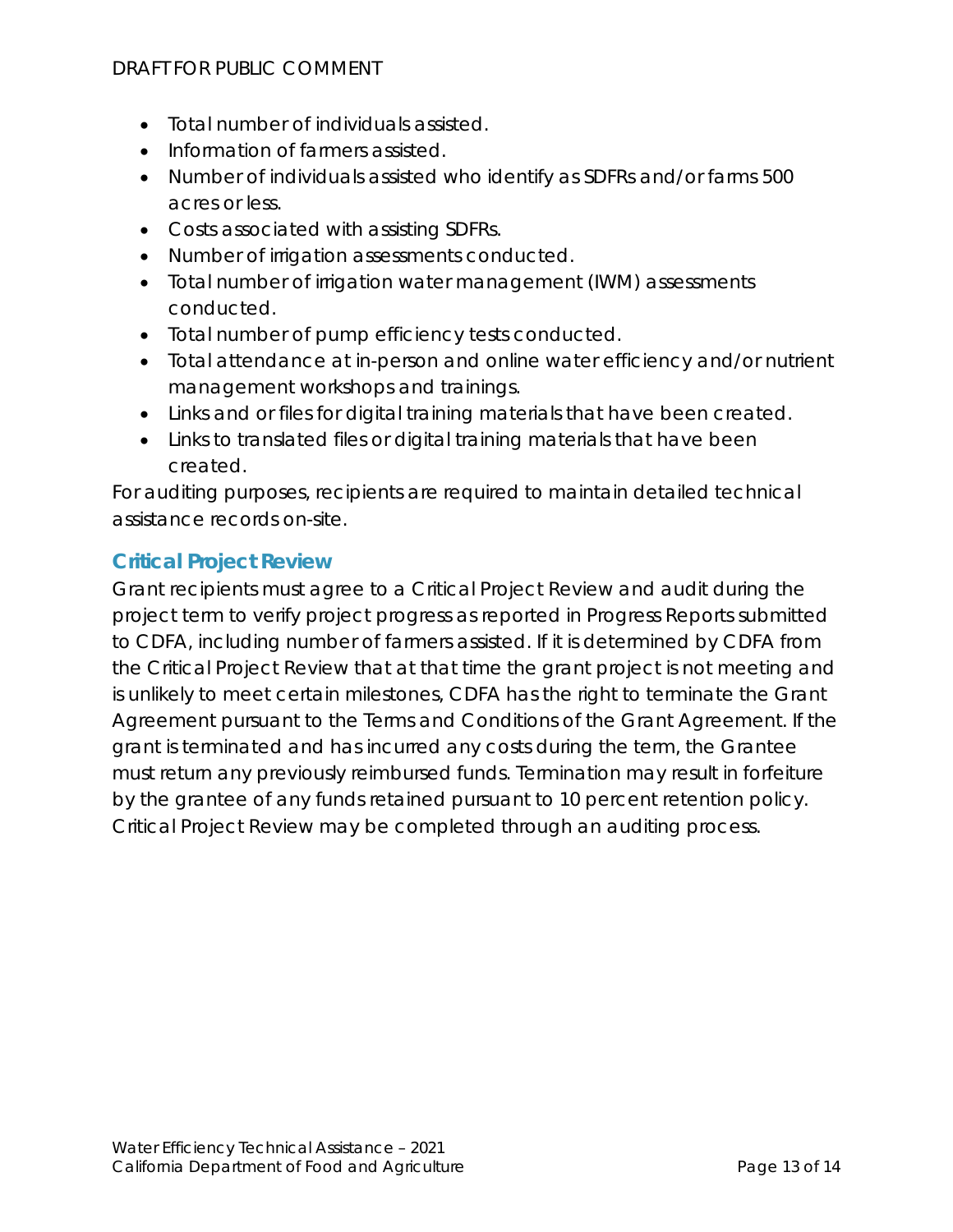- Total number of individuals assisted.
- Information of farmers assisted.
- Number of individuals assisted who identify as SDFRs and/or farms 500 acres or less.
- Costs associated with assisting SDFRs.
- Number of irrigation assessments conducted.
- Total number of irrigation water management (IWM) assessments conducted.
- Total number of pump efficiency tests conducted.
- Total attendance at in-person and online water efficiency and/or nutrient management workshops and trainings.
- Links and or files for digital training materials that have been created.
- Links to translated files or digital training materials that have been created.

For auditing purposes, recipients are required to maintain detailed technical assistance records on-site.

## Critical Project Review

Grant recipients must agree to a Critical Project Review and audit during the project term to verify project progress as reported in Progress Reports submitted to CDFA, including number of farmers assisted. If it is determined by CDFA from the Critical Project Review that at that time the grant project is not meeting and is unlikely to meet certain milestones, CDFA has the right to terminate the Grant Agreement pursuant to the Terms and Conditions of the Grant Agreement. If the grant is terminated and has incurred any costs during the term, the Grantee must return any previously reimbursed funds. Termination may result in forfeiture by the grantee of any funds retained pursuant to 10 percent retention policy. Critical Project Review may be completed through an auditing process.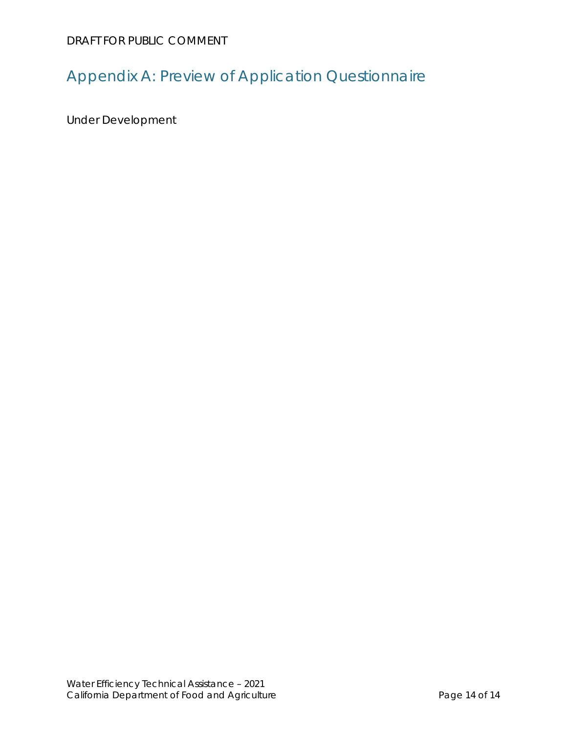# Appendix A: Preview of Application Questionnaire

Under Development